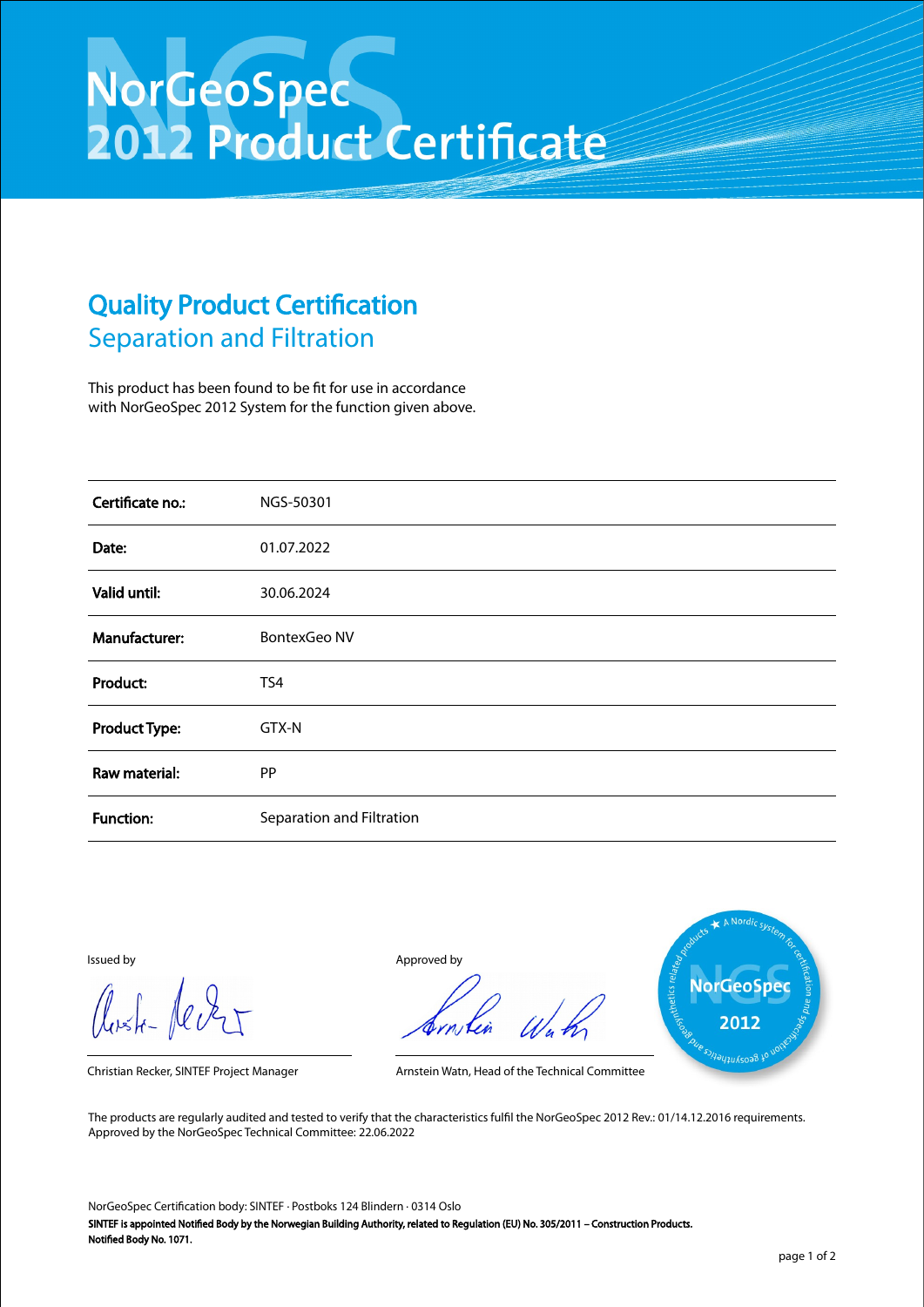# NorGeoSpec 2012 Product Certificate

## Quality Product Certification

### Separation and Filtration

This product has been found to be fit for use in accordance with NorGeoSpec 2012 System for the function given above.

| | |
|---|---|
| **Certificate no.:** | NGS-50301 |
| **Date:** | 01.07.2022 |
| **Valid until:** | 30.06.2024 |
| **Manufacturer:** | BontexGeo NV |
| **Product:** | TS4 |
| **Product Type:** | GTX-N |
| **Raw material:** | PP |
| **Function:** | Separation and Filtration |

Issued by

Christian Recker, SINTEF Project Manager

Approved by

Arnstein Watn, Head of the Technical Committee

The products are regularly audited and tested to verify that the characteristics fulfil the NorGeoSpec 2012 Rev.: 01/14.12.2016 requirements.
Approved by the NorGeoSpec Technical Committee: 22.06.2022

NorGeoSpec Certification body: SINTEF · Postboks 124 Blindern · 0314 Oslo

**SINTEF is appointed Notified Body by the Norwegian Building Authority, related to Regulation (EU) No. 305/2011 – Construction Products.**
**Notified Body No. 1071.**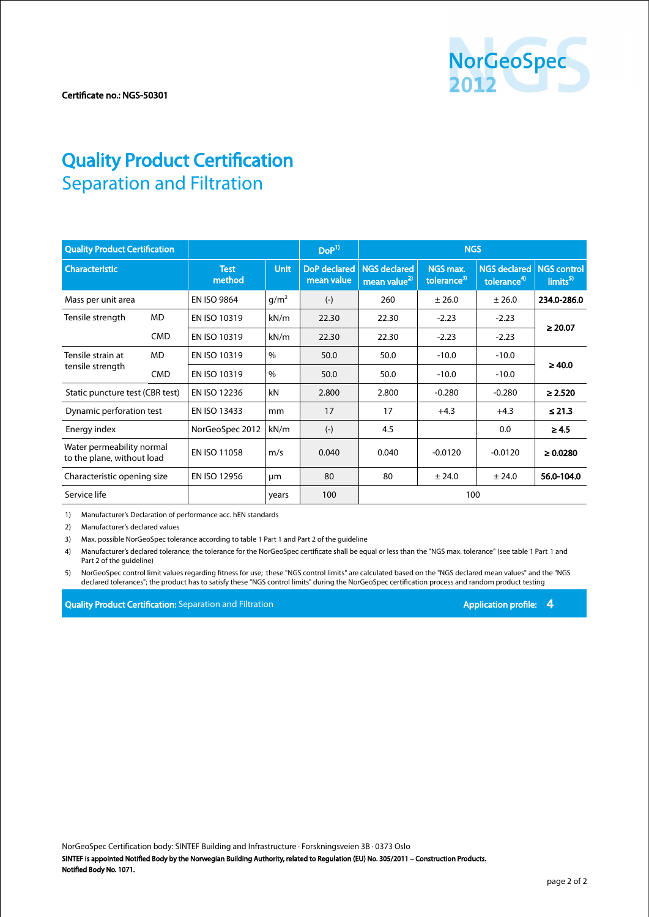Certificate no.: NGS-50301

NorGeoSpec 2012

# Quality Product Certification
## Separation and Filtration

| Quality Product Certification | | | | DoP[1)] | NGS | | | |
|---|---|---|---|---|---|---|---|---|
| **Characteristic** | | **Test method** | **Unit** | **DoP declared mean value** | **NGS declared mean value[2)]** | **NGS max. tolerance[3)]** | **NGS declared tolerance[4)]** | **NGS control limits[5)]** |
| Mass per unit area | | EN ISO 9864 | g/m² | (-) | 260 | ± 26.0 | ± 26.0 | **234.0-286.0** |
| Tensile strength | MD | EN ISO 10319 | kN/m | 22.30 | 22.30 | -2.23 | -2.23 | **≥ 20.07** |
| | CMD | EN ISO 10319 | kN/m | 22.30 | 22.30 | -2.23 | -2.23 | |
| Tensile strain at tensile strength | MD | EN ISO 10319 | % | 50.0 | 50.0 | -10.0 | -10.0 | **≥ 40.0** |
| | CMD | EN ISO 10319 | % | 50.0 | 50.0 | -10.0 | -10.0 | |
| Static puncture test (CBR test) | | EN ISO 12236 | kN | 2.800 | 2.800 | -0.280 | -0.280 | **≥ 2.520** |
| Dynamic perforation test | | EN ISO 13433 | mm | 17 | 17 | +4.3 | +4.3 | **≤ 21.3** |
| Energy index | | NorGeoSpec 2012 | kN/m | (-) | 4.5 | | 0.0 | **≥ 4.5** |
| Water permeability normal to the plane, without load | | EN ISO 11058 | m/s | 0.040 | 0.040 | -0.0120 | -0.0120 | **≥ 0.0280** |
| Characteristic opening size | | EN ISO 12956 | µm | 80 | 80 | ± 24.0 | ± 24.0 | **56.0-104.0** |
| Service life | | | years | 100 | 100 | | | |

1) Manufacturer's Declaration of performance acc. hEN standards

2) Manufacturer's declared values

3) Max. possible NorGeoSpec tolerance according to table 1 Part 1 and Part 2 of the guideline

4) Manufacturer's declared tolerance; the tolerance for the NorGeoSpec certificate shall be equal or less than the "NGS max. tolerance" (see table 1 Part 1 and Part 2 of the guideline)

5) NorGeoSpec control limit values regarding fitness for use; these "NGS control limits" are calculated based on the "NGS declared mean values" and the "NGS declared tolerances"; the product has to satisfy these "NGS control limits" during the NorGeoSpec certification process and random product testing

**Quality Product Certification:** Separation and Filtration **Application profile: 4**

NorGeoSpec Certification body: SINTEF Building and Infrastructure · Forskningsveien 3B · 0373 Oslo

**SINTEF is appointed Notified Body by the Norwegian Building Authority, related to Regulation (EU) No. 305/2011 – Construction Products.**
**Notified Body No. 1071.**